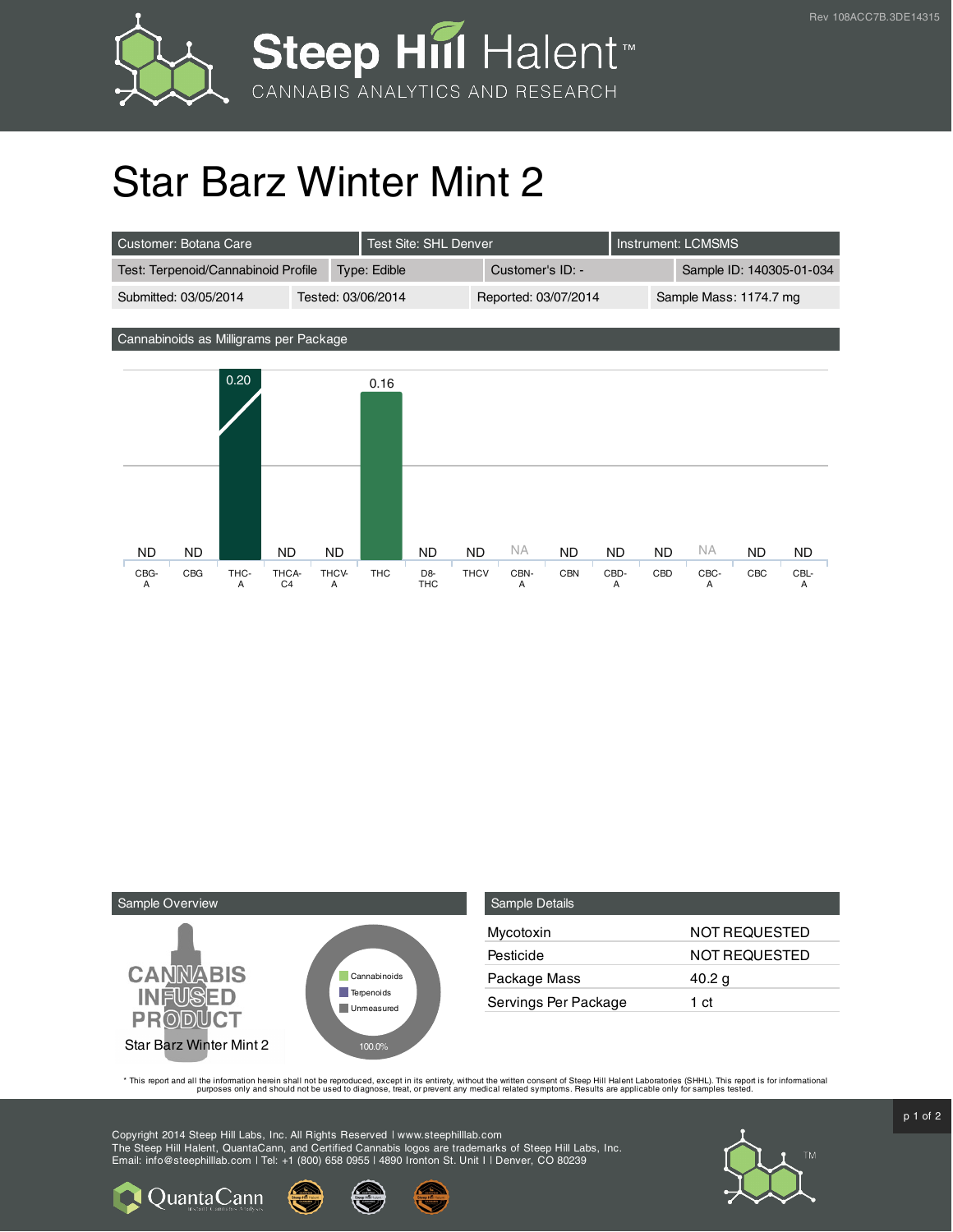# Star Barz Winter Mint 2

| Customer: Botana Care | Test Site: SHL Denver | Instrument: LCMSMS | |
|---|---|---|---|
| Test: Terpenoid/Cannabinoid Profile | Type: Edible | Customer's ID: - | Sample ID: 140305-01-034 |
| Submitted: 03/05/2014 | Tested: 03/06/2014 | Reported: 03/07/2014 | Sample Mass: 1174.7 mg |

## Cannabinoids as Milligrams per Package

| CBG-A | CBG | THC-A | THCA-C4 | THCV-A | THC | D8-THC | THCV | CBN-A | CBN | CBD-A | CBD | CBC-A | CBC | CBL-A |
|---|---|---|---|---|---|---|---|---|---|---|---|---|---|---|
| ND | ND | 0.20 | ND | ND | 0.16 | ND | ND | NA | ND | ND | ND | NA | ND | ND |

## Sample Overview

CANNABIS INFUSED PRODUCT

Star Barz Winter Mint 2

- Cannabinoids
- Terpenoids
- Unmeasured

100.0%

## Sample Details

| | |
|---|---|
| Mycotoxin | NOT REQUESTED |
| Pesticide | NOT REQUESTED |
| Package Mass | 40.2 g |
| Servings Per Package | 1 ct |

* This report and all the information herein shall not be reproduced, except in its entirety, without the written consent of Steep Hill Halent Laboratories (SHHL). This report is for informational purposes only and should not be used to diagnose, treat, or prevent any medical related symptoms. Results are applicable only for samples tested.

Copyright 2014 Steep Hill Labs, Inc. All Rights Reserved | www.steephilllab.com
The Steep Hill Halent, QuantaCann, and Certified Cannabis logos are trademarks of Steep Hill Labs, Inc.
Email: info@steephilllab.com | Tel: +1 (800) 658 0955 | 4890 Ironton St. Unit I | Denver, CO 80239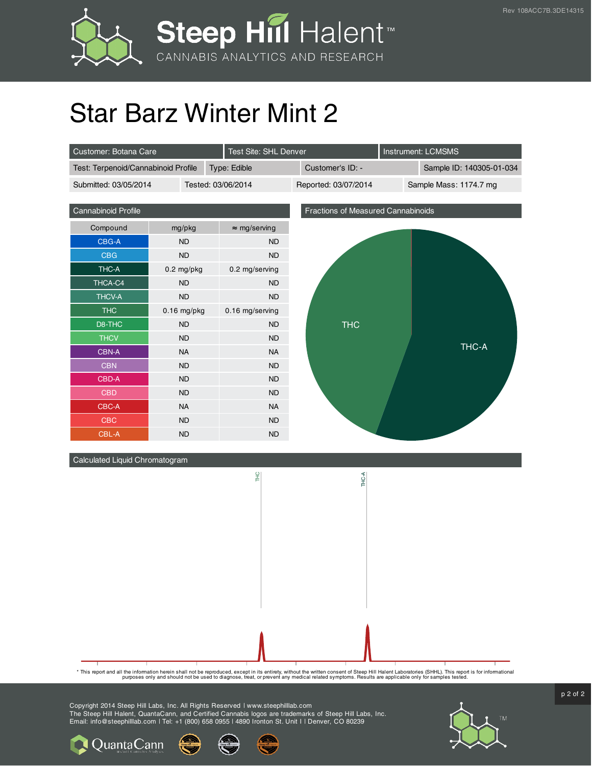Rev 108ACC7B.3DE14315

Steep Hill Halent™
CANNABIS ANALYTICS AND RESEARCH

# Star Barz Winter Mint 2

| | | |
|---|---|---|
| Customer: Botana Care | Test Site: SHL Denver | Instrument: LCMSMS |

| | | | |
|---|---|---|---|
| Test: Terpenoid/Cannabinoid Profile | Type: Edible | Customer's ID: - | Sample ID: 140305-01-034 |
| Submitted: 03/05/2014 | Tested: 03/06/2014 | Reported: 03/07/2014 | Sample Mass: 1174.7 mg |

## Cannabinoid Profile

| Compound | mg/pkg | ≈ mg/serving |
|---|---|---|
| CBG-A | ND | ND |
| CBG | ND | ND |
| THC-A | 0.2 mg/pkg | 0.2 mg/serving |
| THCA-C4 | ND | ND |
| THCV-A | ND | ND |
| THC | 0.16 mg/pkg | 0.16 mg/serving |
| D8-THC | ND | ND |
| THCV | ND | ND |
| CBN-A | NA | NA |
| CBN | ND | ND |
| CBD-A | ND | ND |
| CBD | ND | ND |
| CBC-A | NA | NA |
| CBC | ND | ND |
| CBL-A | ND | ND |

## Fractions of Measured Cannabinoids

THC
THC-A

## Calculated Liquid Chromatogram

THC
THC-A

* This report and all the information herein shall not be reproduced, except in its entirety, without the written consent of Steep Hill Halent Laboratories (SHHL). This report is for informational purposes only and should not be used to diagnose, treat, or prevent any medical related symptoms. Results are applicable only for samples tested.

Copyright 2014 Steep Hill Labs, Inc. All Rights Reserved | www.steephilllab.com
The Steep Hill Halent, QuantaCann, and Certified Cannabis logos are trademarks of Steep Hill Labs, Inc.
Email: info@steephilllab.com | Tel: +1 (800) 658 0955 | 4890 Ironton St. Unit I | Denver, CO 80239

QuantaCann